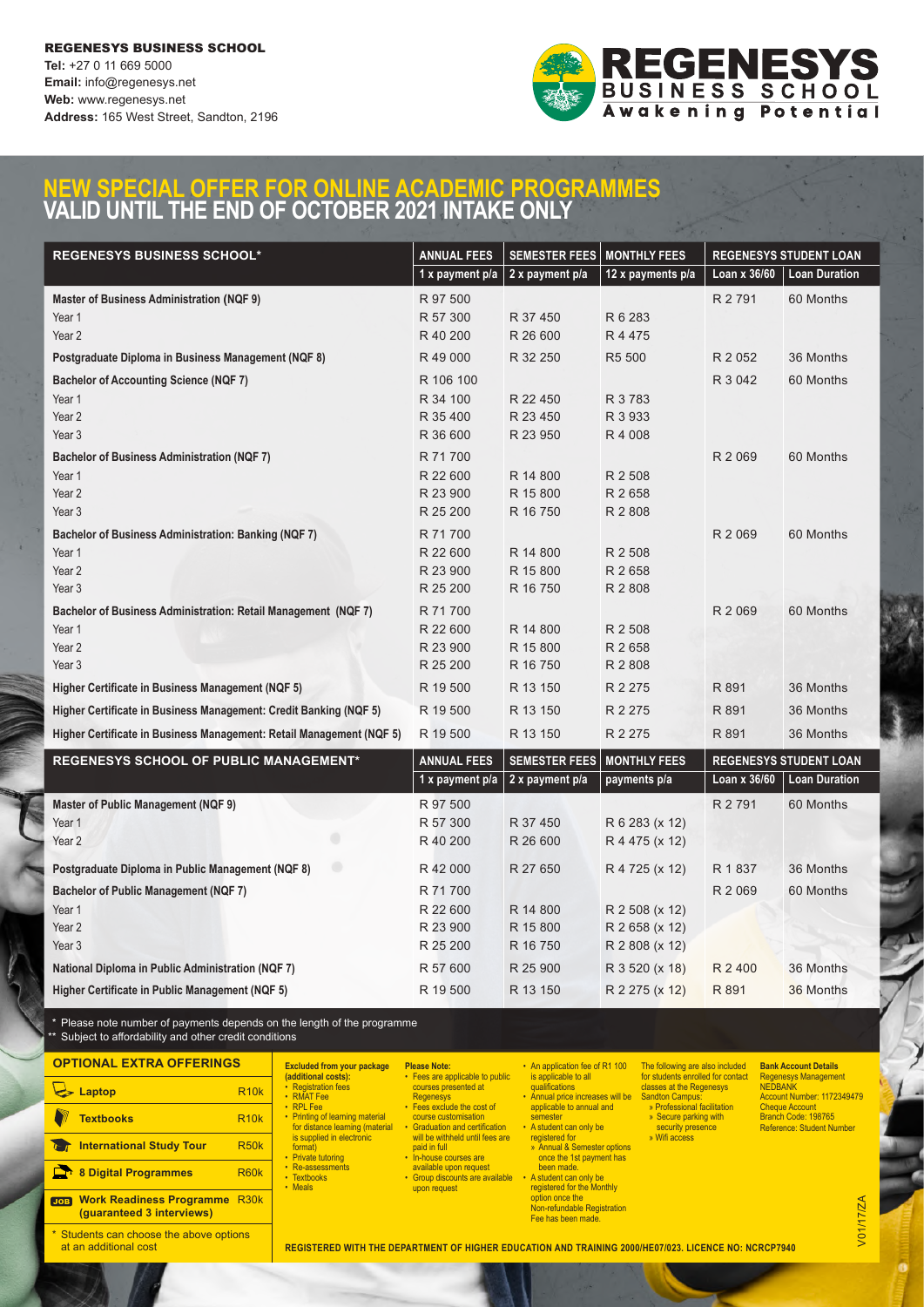**REGENESYS BUSINESS SCHOOL**
**Tel:** +27 0 11 669 5000
**Email:** info@regenesys.net
**Web:** www.regenesys.net
**Address:** 165 West Street, Sandton, 2196

REGENESYS BUSINESS SCHOOL
Awakening Potential

# NEW SPECIAL OFFER FOR ONLINE ACADEMIC PROGRAMMES
## VALID UNTIL THE END OF OCTOBER 2021 INTAKE ONLY

| REGENESYS BUSINESS SCHOOL* | ANNUAL FEES | SEMESTER FEES | MONTHLY FEES | REGENESYS STUDENT LOAN | |
|---|---|---|---|---|---|
| | 1 x payment p/a | 2 x payment p/a | 12 x payments p/a | Loan x 36/60 | Loan Duration |
| **Master of Business Administration (NQF 9)** | R 97 500 | | | R 2 791 | 60 Months |
| Year 1 | R 57 300 | R 37 450 | R 6 283 | | |
| Year 2 | R 40 200 | R 26 600 | R 4 475 | | |
| **Postgraduate Diploma in Business Management (NQF 8)** | R 49 000 | R 32 250 | R5 500 | R 2 052 | 36 Months |
| **Bachelor of Accounting Science (NQF 7)** | R 106 100 | | | R 3 042 | 60 Months |
| Year 1 | R 34 100 | R 22 450 | R 3 783 | | |
| Year 2 | R 35 400 | R 23 450 | R 3 933 | | |
| Year 3 | R 36 600 | R 23 950 | R 4 008 | | |
| **Bachelor of Business Administration (NQF 7)** | R 71 700 | | | R 2 069 | 60 Months |
| Year 1 | R 22 600 | R 14 800 | R 2 508 | | |
| Year 2 | R 23 900 | R 15 800 | R 2 658 | | |
| Year 3 | R 25 200 | R 16 750 | R 2 808 | | |
| **Bachelor of Business Administration: Banking (NQF 7)** | R 71 700 | | | R 2 069 | 60 Months |
| Year 1 | R 22 600 | R 14 800 | R 2 508 | | |
| Year 2 | R 23 900 | R 15 800 | R 2 658 | | |
| Year 3 | R 25 200 | R 16 750 | R 2 808 | | |
| **Bachelor of Business Administration: Retail Management (NQF 7)** | R 71 700 | | | R 2 069 | 60 Months |
| Year 1 | R 22 600 | R 14 800 | R 2 508 | | |
| Year 2 | R 23 900 | R 15 800 | R 2 658 | | |
| Year 3 | R 25 200 | R 16 750 | R 2 808 | | |
| **Higher Certificate in Business Management (NQF 5)** | R 19 500 | R 13 150 | R 2 275 | R 891 | 36 Months |
| **Higher Certificate in Business Management: Credit Banking (NQF 5)** | R 19 500 | R 13 150 | R 2 275 | R 891 | 36 Months |
| **Higher Certificate in Business Management: Retail Management (NQF 5)** | R 19 500 | R 13 150 | R 2 275 | R 891 | 36 Months |

| REGENESYS SCHOOL OF PUBLIC MANAGEMENT* | ANNUAL FEES | SEMESTER FEES | MONTHLY FEES | REGENESYS STUDENT LOAN | |
|---|---|---|---|---|---|
| | 1 x payment p/a | 2 x payment p/a | payments p/a | Loan x 36/60 | Loan Duration |
| **Master of Public Management (NQF 9)** | R 97 500 | | | R 2 791 | 60 Months |
| Year 1 | R 57 300 | R 37 450 | R 6 283 (x 12) | | |
| Year 2 | R 40 200 | R 26 600 | R 4 475 (x 12) | | |
| **Postgraduate Diploma in Public Management (NQF 8)** | R 42 000 | R 27 650 | R 4 725 (x 12) | R 1 837 | 36 Months |
| **Bachelor of Public Management (NQF 7)** | R 71 700 | | | R 2 069 | 60 Months |
| Year 1 | R 22 600 | R 14 800 | R 2 508 (x 12) | | |
| Year 2 | R 23 900 | R 15 800 | R 2 658 (x 12) | | |
| Year 3 | R 25 200 | R 16 750 | R 2 808 (x 12) | | |
| **National Diploma in Public Administration (NQF 7)** | R 57 600 | R 25 900 | R 3 520 (x 18) | R 2 400 | 36 Months |
| **Higher Certificate in Public Management (NQF 5)** | R 19 500 | R 13 150 | R 2 275 (x 12) | R 891 | 36 Months |

\* Please note number of payments depends on the length of the programme
\*\* Subject to affordability and other credit conditions

| OPTIONAL EXTRA OFFERINGS | |
|---|---|
| Laptop | R10k |
| Textbooks | R10k |
| International Study Tour | R50k |
| 8 Digital Programmes | R60k |
| Work Readiness Programme (guaranteed 3 interviews) | R30k |

\* Students can choose the above options at an additional cost

**Excluded from your package (additional costs):**
- Registration fees
- RMAT Fee
- RPL Fee
- Printing of learning material for distance learning (material is supplied in electronic format)
- Private tutoring
- Re-assessments
- Textbooks
- Meals

**Please Note:**
- Fees are applicable to public courses presented at Regenesys
- Fees exclude the cost of course customisation
- Graduation and certification will be withheld until fees are paid in full
- In-house courses are available upon request
- Group discounts are available upon request
- An application fee of R1 100 is applicable to all qualifications
- Annual price increases will be applicable to annual and semester
- A student can only be registered for
  - » Annual & Semester options once the 1st payment has been made.
- A student can only be registered for the Monthly option once the Non-refundable Registration Fee has been made.

The following are also included for students enrolled for contact classes at the Regenesys Sandton Campus:
- » Professional facilitation
- » Secure parking with security presence
- » Wifi access

**Bank Account Details**
Regenesys Management
NEDBANK
Account Number: 1172349479
Cheque Account
Branch Code: 198765
Reference: Student Number

**REGISTERED WITH THE DEPARTMENT OF HIGHER EDUCATION AND TRAINING 2000/HE07/023. LICENCE NO: NCRCP7940**

V01/17ZA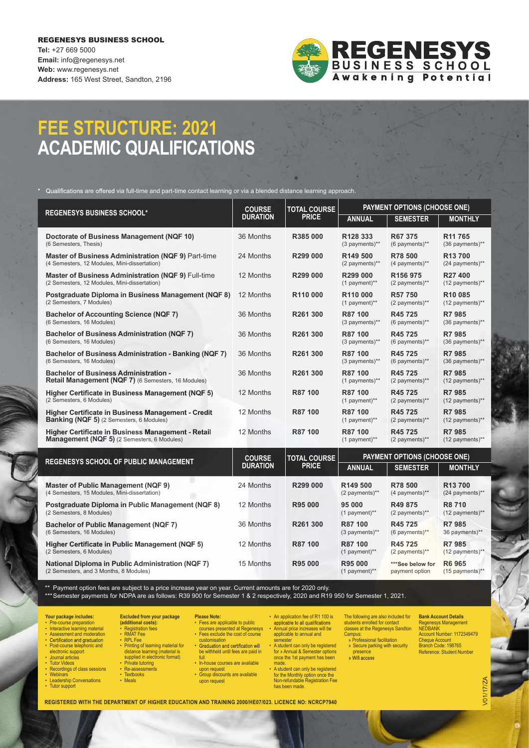**REGENESYS BUSINESS SCHOOL**
**Tel:** +27 669 5000
**Email:** info@regenesys.net
**Web:** www.regenesys.net
**Address:** 165 West Street, Sandton, 2196

REGENESYS BUSINESS SCHOOL
Awakening Potential

# FEE STRUCTURE: 2021
# ACADEMIC QUALIFICATIONS

\* Qualifications are offered via full-time and part-time contact learning or via a blended distance learning approach.

| REGENESYS BUSINESS SCHOOL* | COURSE DURATION | TOTAL COURSE PRICE | PAYMENT OPTIONS (CHOOSE ONE) | | |
|---|---|---|---|---|---|
| | | | ANNUAL | SEMESTER | MONTHLY |
| **Doctorate of Business Management (NQF 10)** (6 Semesters, Thesis) | 36 Months | R385 000 | R128 333 (3 payments)** | R67 375 (6 payments)** | R11 765 (36 payments)** |
| **Master of Business Administration (NQF 9)** Part-time (4 Semesters, 12 Modules, Mini-dissertation) | 24 Months | R299 000 | R149 500 (2 payments)** | R78 500 (4 payments)** | R13 700 (24 payments)** |
| **Master of Business Administration (NQF 9)** Full-time (2 Semesters, 12 Modules, Mini-dissertation) | 12 Months | R299 000 | R299 000 (1 payment)** | R156 975 (2 payments)** | R27 400 (12 payments)** |
| **Postgraduate Diploma in Business Management (NQF 8)** (2 Semesters, 7 Modules) | 12 Months | R110 000 | R110 000 (1 payment)** | R57 750 (2 payments)** | R10 085 (12 payments)** |
| **Bachelor of Accounting Science (NQF 7)** (6 Semesters, 16 Modules) | 36 Months | R261 300 | R87 100 (3 payments)** | R45 725 (6 payments)** | R7 985 (36 payments)** |
| **Bachelor of Business Administration (NQF 7)** (6 Semesters, 16 Modules) | 36 Months | R261 300 | R87 100 (3 payments)** | R45 725 (6 payments)** | R7 985 (36 payments)** |
| **Bachelor of Business Administration - Banking (NQF 7)** (6 Semesters, 16 Modules) | 36 Months | R261 300 | R87 100 (3 payments)** | R45 725 (6 payments)** | R7 985 (36 payments)** |
| **Bachelor of Business Administration - Retail Management (NQF 7)** (6 Semesters, 16 Modules) | 36 Months | R261 300 | R87 100 (1 payments)** | R45 725 (2 payments)** | R7 985 (12 payments)** |
| **Higher Certificate in Business Management (NQF 5)** (2 Semesters, 6 Modules) | 12 Months | R87 100 | R87 100 (1 payment)** | R45 725 (2 payments)** | R7 985 (12 payments)** |
| **Higher Certificate in Business Management - Credit Banking (NQF 5)** (2 Semesters, 6 Modules) | 12 Months | R87 100 | R87 100 (1 payment)** | R45 725 (2 payments)** | R7 985 (12 payments)** |
| **Higher Certificate in Business Management - Retail Management (NQF 5)** (2 Semesters, 6 Modules) | 12 Months | R87 100 | R87 100 (1 payment)** | R45 725 (2 payments)** | R7 985 (12 payments)** |

| REGENESYS SCHOOL OF PUBLIC MANAGEMENT | COURSE DURATION | TOTAL COURSE PRICE | PAYMENT OPTIONS (CHOOSE ONE) | | |
|---|---|---|---|---|---|
| | | | ANNUAL | SEMESTER | MONTHLY |
| **Master of Public Management (NQF 9)** (4 Semesters, 15 Modules, Mini-dissertation) | 24 Months | R299 000 | R149 500 (2 payments)** | R78 500 (4 payments)** | R13 700 (24 payments)** |
| **Postgraduate Diploma in Public Management (NQF 8)** (2 Semesters, 8 Modules) | 12 Months | R95 000 | 95 000 (1 payment)** | R49 875 (2 payments)** | R8 710 (12 payments)** |
| **Bachelor of Public Management (NQF 7)** (6 Semesters, 16 Modules) | 36 Months | R261 300 | R87 100 (3 payments)** | R45 725 (6 payments)** | R7 985 36 payments)** |
| **Higher Certificate in Public Management (NQF 5)** (2 Semesters, 6 Modules) | 12 Months | R87 100 | R87 100 (1 payment)** | R45 725 (2 payments)** | R7 985 (12 payments)** |
| **National Diploma in Public Administration (NQF 7)** (2 Semesters, and 3 Months, 8 Modules) | 15 Months | R95 000 | R95 000 (1 payment)** | ***See below for payment option | R6 965 (15 payments)** |

\*\* Payment option fees are subject to a price increase year on year. Current amounts are for 2020 only.
\*\*\* Semester payments for NDPA are as follows: R39 900 for Semester 1 & 2 respectively, 2020 and R19 950 for Semester 1, 2021.

**Your package includes:**
- Pre-course preparation
- Interactive learning material
- Assessment and moderation
- Certification and graduation
- Post-course telephonic and electronic support
- Journal articles
- Tutor Videos
- Recordings of class sessions
- Webinars
- Leadership Conversations
- Tutor support

**Excluded from your package (additional costs):**
- Registration fees
- RMAT Fee
- RPL Fee
- Printing of learning material for distance learning (material is supplied in electronic format)
- Private tutoring
- Re-assessments
- Textbooks
- Meals

**Please Note:**
- Fees are applicable to public courses presented at Regenesys
- Fees exclude the cost of course customisation
- Graduation and certification will be withheld until fees are paid in full
- In-house courses are available upon request
- Group discounts are available upon request
- An application fee of R1 100 is applicable to all qualifications
- Annual price increases will be applicable to annual and semester
- A student can only be registered for » Annual & Semester options once the 1st payment has been made.
- A student can only be registered for the Monthly option once the Non-refundable Registration Fee has been made.

The following are also included for students enrolled for contact classes at the Regenesys Sandton Campus:
- » Professional facilitation
- » Secure parking with security presence
- » Wifi access

**Bank Account Details**
Regenesys Management
NEDBANK
Account Number: 1172349479
Cheque Account
Branch Code: 198765
Reference: Student Number

V01/17/ZA

**REGISTERED WITH THE DEPARTMENT OF HIGHER EDUCATION AND TRAINING 2000/HE07/023. LICENCE NO: NCRCP7940**